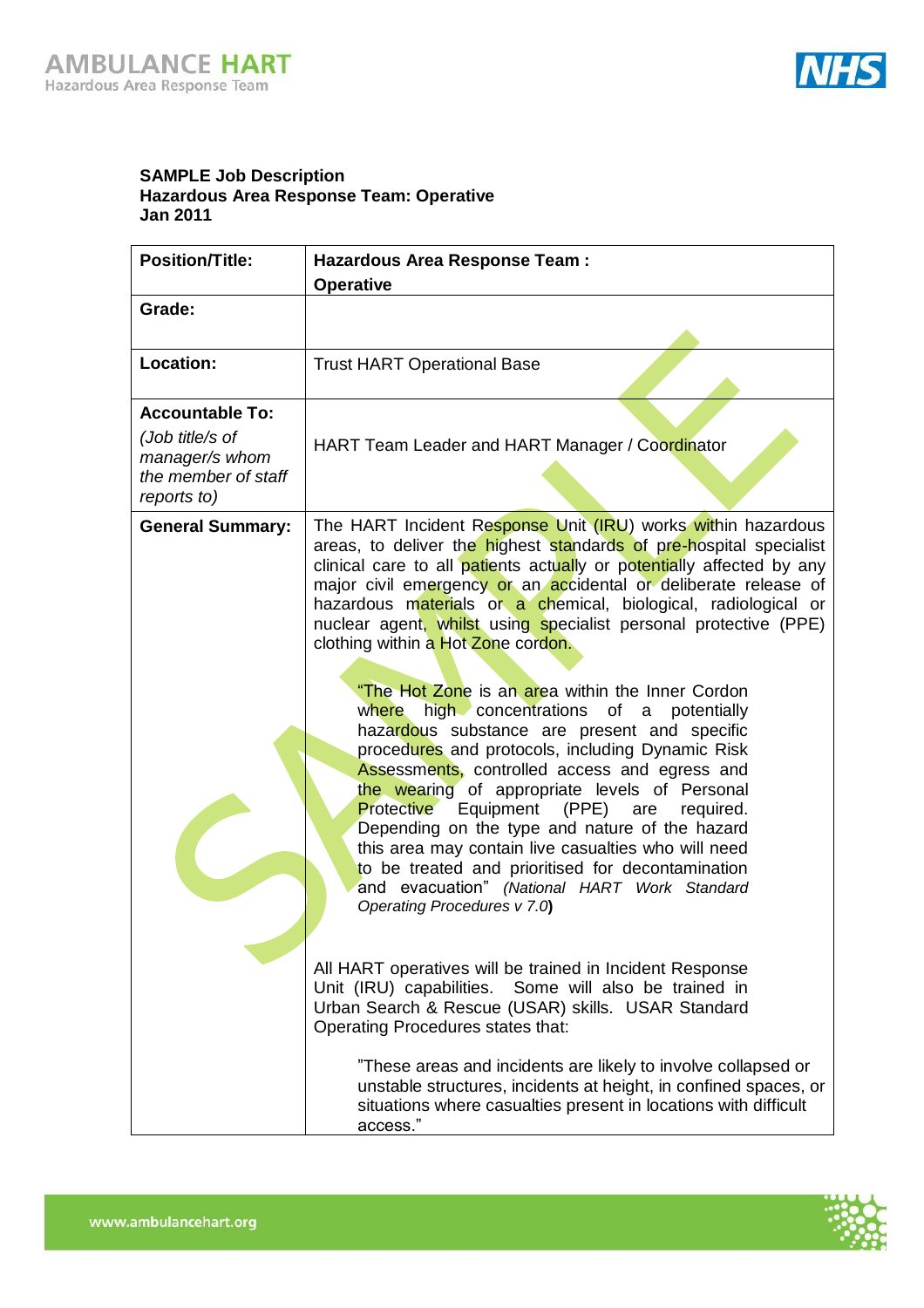**SAMPLE Job Description**
**Hazardous Area Response Team: Operative**
**Jan 2011**

| **Position/Title:** | **Hazardous Area Response Team : Operative** |
|---|---|
| **Grade:** | |
| **Location:** | Trust HART Operational Base |
| **Accountable To:** *(Job title/s of manager/s whom the member of staff reports to)* | HART Team Leader and HART Manager / Coordinator |
| **General Summary:** | The HART Incident Response Unit (IRU) works within hazardous areas, to deliver the highest standards of pre-hospital specialist clinical care to all patients actually or potentially affected by any major civil emergency or an accidental or deliberate release of hazardous materials or a chemical, biological, radiological or nuclear agent, whilst using specialist personal protective (PPE) clothing within a Hot Zone cordon.<br><br>"The Hot Zone is an area within the Inner Cordon where high concentrations of a potentially hazardous substance are present and specific procedures and protocols, including Dynamic Risk Assessments, controlled access and egress and the wearing of appropriate levels of Personal Protective Equipment (PPE) are required. Depending on the type and nature of the hazard this area may contain live casualties who will need to be treated and prioritised for decontamination and evacuation" *(National HART Work Standard Operating Procedures v 7.0)*<br><br>All HART operatives will be trained in Incident Response Unit (IRU) capabilities. Some will also be trained in Urban Search & Rescue (USAR) skills. USAR Standard Operating Procedures states that:<br><br>"These areas and incidents are likely to involve collapsed or unstable structures, incidents at height, in confined spaces, or situations where casualties present in locations with difficult access." |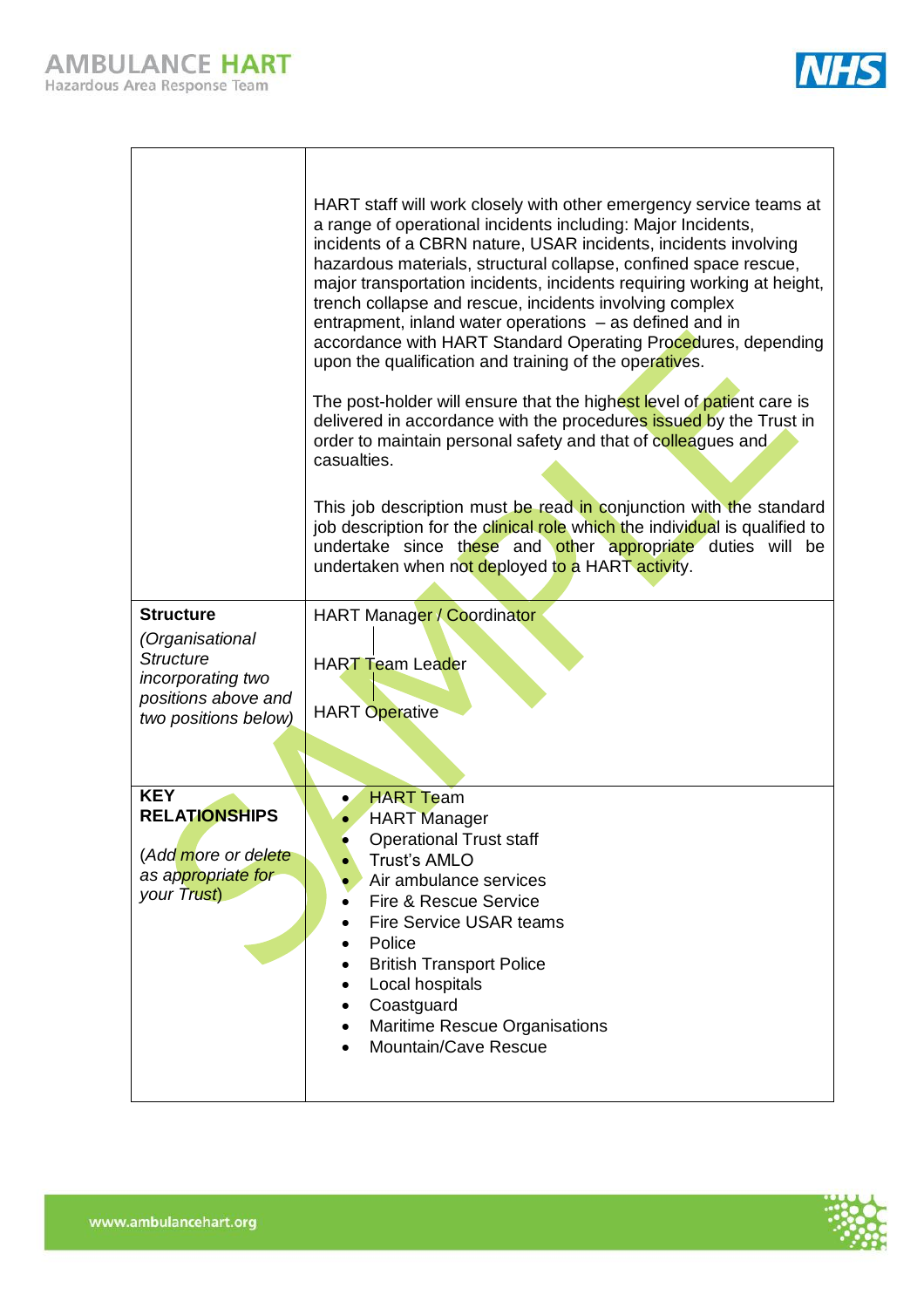| | |
|---|---|
| | HART staff will work closely with other emergency service teams at a range of operational incidents including: Major Incidents, incidents of a CBRN nature, USAR incidents, incidents involving hazardous materials, structural collapse, confined space rescue, major transportation incidents, incidents requiring working at height, trench collapse and rescue, incidents involving complex entrapment, inland water operations – as defined and in accordance with HART Standard Operating Procedures, depending upon the qualification and training of the operatives.<br><br>The post-holder will ensure that the highest level of patient care is delivered in accordance with the procedures issued by the Trust in order to maintain personal safety and that of colleagues and casualties.<br><br>This job description must be read in conjunction with the standard job description for the clinical role which the individual is qualified to undertake since these and other appropriate duties will be undertaken when not deployed to a HART activity. |
| **Structure**<br>*(Organisational Structure incorporating two positions above and two positions below)* | HART Manager / Coordinator<br>\|<br>HART Team Leader<br>\|<br>HART Operative |
| **KEY RELATIONSHIPS**<br><br>*(Add more or delete as appropriate for your Trust)* | • HART Team<br>• HART Manager<br>• Operational Trust staff<br>• Trust's AMLO<br>• Air ambulance services<br>• Fire & Rescue Service<br>• Fire Service USAR teams<br>• Police<br>• British Transport Police<br>• Local hospitals<br>• Coastguard<br>• Maritime Rescue Organisations<br>• Mountain/Cave Rescue |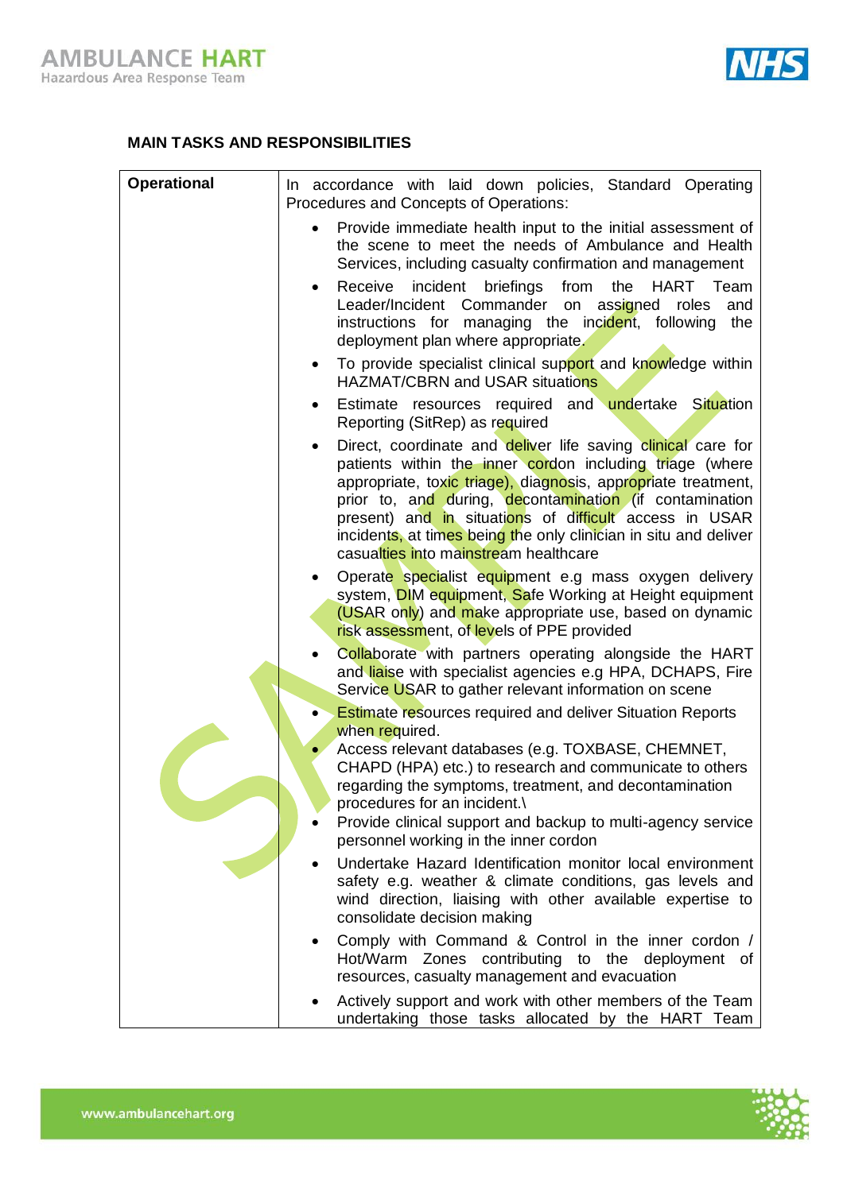## MAIN TASKS AND RESPONSIBILITIES

| **Operational** | In accordance with laid down policies, Standard Operating Procedures and Concepts of Operations:<br>• Provide immediate health input to the initial assessment of the scene to meet the needs of Ambulance and Health Services, including casualty confirmation and management<br>• Receive incident briefings from the HART Team Leader/Incident Commander on assigned roles and instructions for managing the incident, following the deployment plan where appropriate.<br>• To provide specialist clinical support and knowledge within HAZMAT/CBRN and USAR situations<br>• Estimate resources required and undertake Situation Reporting (SitRep) as required<br>• Direct, coordinate and deliver life saving clinical care for patients within the inner cordon including triage (where appropriate, toxic triage), diagnosis, appropriate treatment, prior to, and during, decontamination (if contamination present) and in situations of difficult access in USAR incidents, at times being the only clinician in situ and deliver casualties into mainstream healthcare<br>• Operate specialist equipment e.g mass oxygen delivery system, DIM equipment, Safe Working at Height equipment (USAR only) and make appropriate use, based on dynamic risk assessment, of levels of PPE provided<br>• Collaborate with partners operating alongside the HART and liaise with specialist agencies e.g HPA, DCHAPS, Fire Service USAR to gather relevant information on scene<br>• Estimate resources required and deliver Situation Reports when required.<br>• Access relevant databases (e.g. TOXBASE, CHEMNET, CHAPD (HPA) etc.) to research and communicate to others regarding the symptoms, treatment, and decontamination procedures for an incident.\<br>• Provide clinical support and backup to multi-agency service personnel working in the inner cordon<br>• Undertake Hazard Identification monitor local environment safety e.g. weather & climate conditions, gas levels and wind direction, liaising with other available expertise to consolidate decision making<br>• Comply with Command & Control in the inner cordon / Hot/Warm Zones contributing to the deployment of resources, casualty management and evacuation<br>• Actively support and work with other members of the Team undertaking those tasks allocated by the HART Team |
|---|---|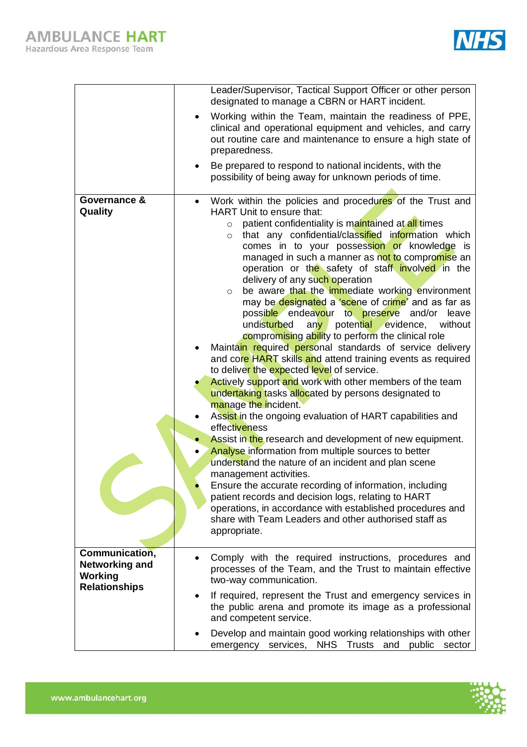| | |
|---|---|
| | Leader/Supervisor, Tactical Support Officer or other person designated to manage a CBRN or HART incident.<br>• Working within the Team, maintain the readiness of PPE, clinical and operational equipment and vehicles, and carry out routine care and maintenance to ensure a high state of preparedness.<br>• Be prepared to respond to national incidents, with the possibility of being away for unknown periods of time. |
| **Governance & Quality** | • Work within the policies and procedures of the Trust and HART Unit to ensure that:<br>  ○ patient confidentiality is maintained at all times<br>  ○ that any confidential/classified information which comes in to your possession or knowledge is managed in such a manner as not to compromise an operation or the safety of staff involved in the delivery of any such operation<br>  ○ be aware that the immediate working environment may be designated a 'scene of crime' and as far as possible endeavour to preserve and/or leave undisturbed any potential evidence, without compromising ability to perform the clinical role<br>• Maintain required personal standards of service delivery and core HART skills and attend training events as required to deliver the expected level of service.<br>• Actively support and work with other members of the team undertaking tasks allocated by persons designated to manage the incident.<br>• Assist in the ongoing evaluation of HART capabilities and effectiveness<br>• Assist in the research and development of new equipment.<br>• Analyse information from multiple sources to better understand the nature of an incident and plan scene management activities.<br>• Ensure the accurate recording of information, including patient records and decision logs, relating to HART operations, in accordance with established procedures and share with Team Leaders and other authorised staff as appropriate. |
| **Communication, Networking and Working Relationships** | • Comply with the required instructions, procedures and processes of the Team, and the Trust to maintain effective two-way communication.<br>• If required, represent the Trust and emergency services in the public arena and promote its image as a professional and competent service.<br>• Develop and maintain good working relationships with other emergency services, NHS Trusts and public sector |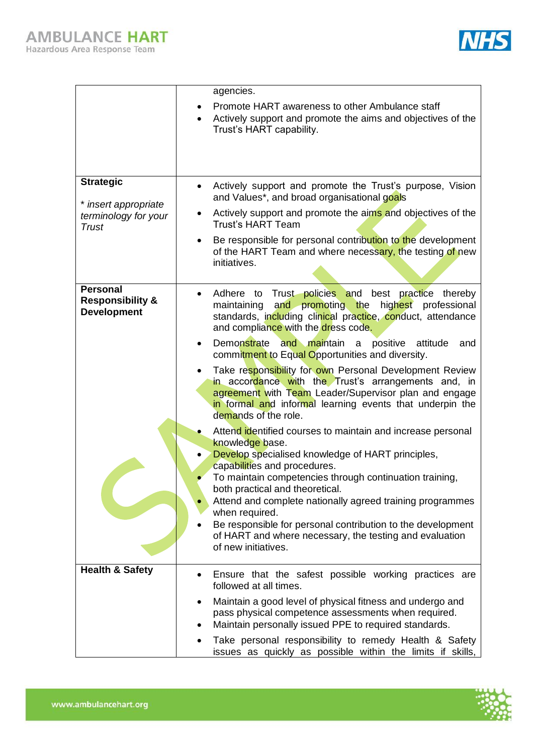| | |
|---|---|
| | agencies.<br>• Promote HART awareness to other Ambulance staff<br>• Actively support and promote the aims and objectives of the Trust's HART capability. |
| **Strategic**<br><br>*\* insert appropriate terminology for your Trust* | • Actively support and promote the Trust's purpose, Vision and Values*, and broad organisational goals<br>• Actively support and promote the aims and objectives of the Trust's HART Team<br>• Be responsible for personal contribution to the development of the HART Team and where necessary, the testing of new initiatives. |
| **Personal Responsibility & Development** | • Adhere to Trust policies and best practice thereby maintaining and promoting the highest professional standards, including clinical practice, conduct, attendance and compliance with the dress code.<br>• Demonstrate and maintain a positive attitude and commitment to Equal Opportunities and diversity.<br>• Take responsibility for own Personal Development Review in accordance with the Trust's arrangements and, in agreement with Team Leader/Supervisor plan and engage in formal and informal learning events that underpin the demands of the role.<br>• Attend identified courses to maintain and increase personal knowledge base.<br>• Develop specialised knowledge of HART principles, capabilities and procedures.<br>• To maintain competencies through continuation training, both practical and theoretical.<br>• Attend and complete nationally agreed training programmes when required.<br>• Be responsible for personal contribution to the development of HART and where necessary, the testing and evaluation of new initiatives. |
| **Health & Safety** | • Ensure that the safest possible working practices are followed at all times.<br>• Maintain a good level of physical fitness and undergo and pass physical competence assessments when required.<br>• Maintain personally issued PPE to required standards.<br>• Take personal responsibility to remedy Health & Safety issues as quickly as possible within the limits if skills, |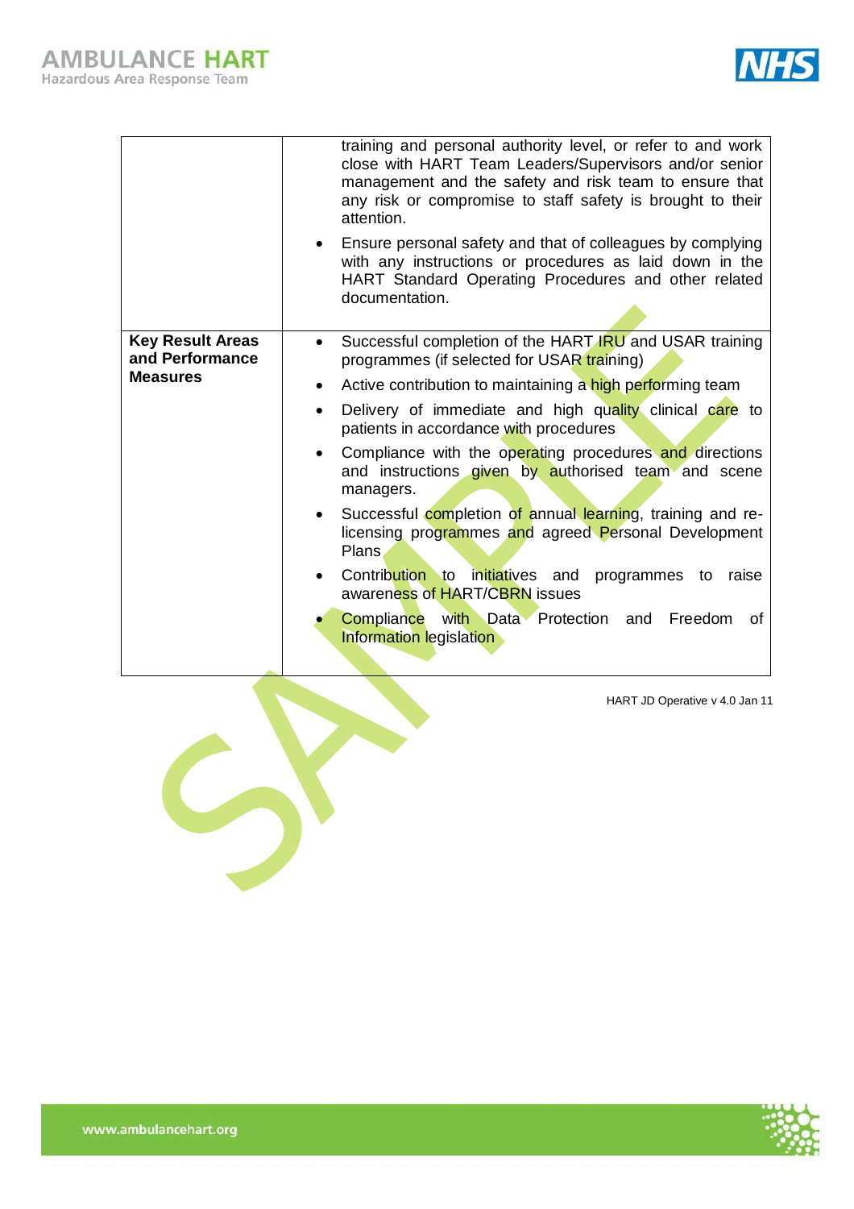| | |
|---|---|
| | training and personal authority level, or refer to and work close with HART Team Leaders/Supervisors and/or senior management and the safety and risk team to ensure that any risk or compromise to staff safety is brought to their attention.<br>• Ensure personal safety and that of colleagues by complying with any instructions or procedures as laid down in the HART Standard Operating Procedures and other related documentation. |
| **Key Result Areas and Performance Measures** | • Successful completion of the HART IRU and USAR training programmes (if selected for USAR training)<br>• Active contribution to maintaining a high performing team<br>• Delivery of immediate and high quality clinical care to patients in accordance with procedures<br>• Compliance with the operating procedures and directions and instructions given by authorised team and scene managers.<br>• Successful completion of annual learning, training and re-licensing programmes and agreed Personal Development Plans<br>• Contribution to initiatives and programmes to raise awareness of HART/CBRN issues<br>• Compliance with Data Protection and Freedom of Information legislation |

HART JD Operative v 4.0 Jan 11